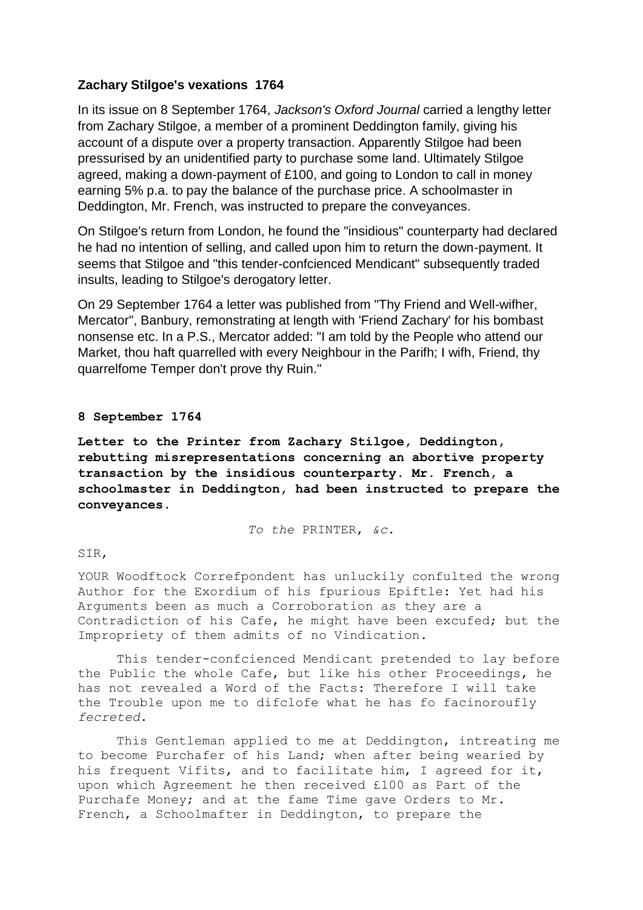### Zachary Stilgoe's vexations 1764

In its issue on 8 September 1764, *Jackson's Oxford Journal* carried a lengthy letter from Zachary Stilgoe, a member of a prominent Deddington family, giving his account of a dispute over a property transaction. Apparently Stilgoe had been pressurised by an unidentified party to purchase some land. Ultimately Stilgoe agreed, making a down-payment of £100, and going to London to call in money earning 5% p.a. to pay the balance of the purchase price. A schoolmaster in Deddington, Mr. French, was instructed to prepare the conveyances.

On Stilgoe's return from London, he found the "insidious" counterparty had declared he had no intention of selling, and called upon him to return the down-payment. It seems that Stilgoe and "this tender-confcienced Mendicant" subsequently traded insults, leading to Stilgoe's derogatory letter.

On 29 September 1764 a letter was published from "Thy Friend and Well-wifher, Mercator", Banbury, remonstrating at length with 'Friend Zachary' for his bombast nonsense etc. In a P.S., Mercator added: "I am told by the People who attend our Market, thou haft quarrelled with every Neighbour in the Parifh; I wifh, Friend, thy quarrelfome Temper don't prove thy Ruin."

**8 September 1764**

**Letter to the Printer from Zachary Stilgoe, Deddington, rebutting misrepresentations concerning an abortive property transaction by the insidious counterparty. Mr. French, a schoolmaster in Deddington, had been instructed to prepare the conveyances.**

*To the* PRINTER, *&c.*

SIR,

YOUR Woodftock Correfpondent has unluckily confulted the wrong Author for the Exordium of his fpurious Epiftle: Yet had his Arguments been as much a Corroboration as they are a Contradiction of his Cafe, he might have been excufed; but the Impropriety of them admits of no Vindication.

This tender-confcienced Mendicant pretended to lay before the Public the whole Cafe, but like his other Proceedings, he has not revealed a Word of the Facts: Therefore I will take the Trouble upon me to difclofe what he has fo facinoroufly *fecreted*.

This Gentleman applied to me at Deddington, intreating me to become Purchafer of his Land; when after being wearied by his frequent Vifits, and to facilitate him, I agreed for it, upon which Agreement he then received £100 as Part of the Purchafe Money; and at the fame Time gave Orders to Mr. French, a Schoolmafter in Deddington, to prepare the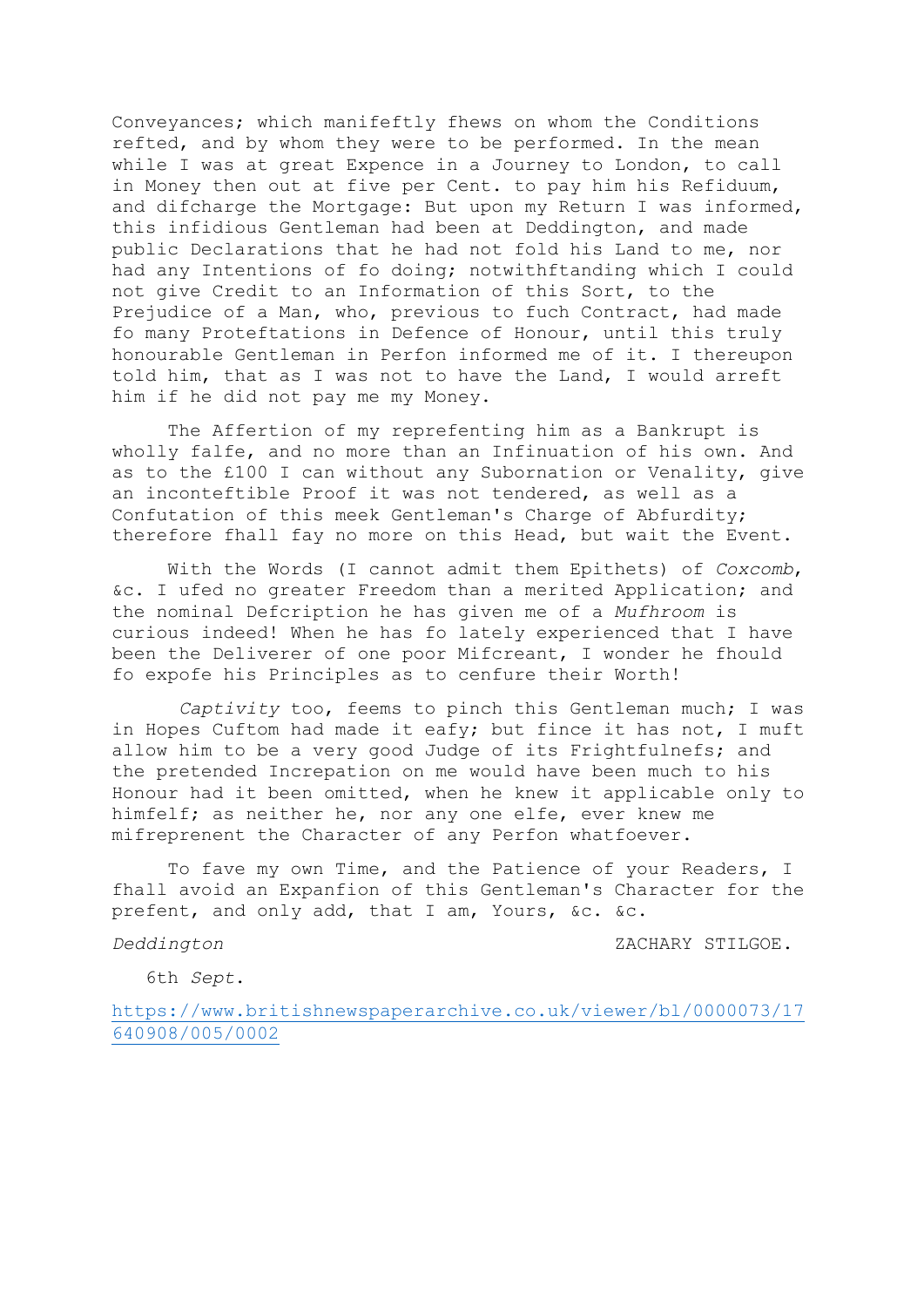Conveyances; which manifeftly fhews on whom the Conditions refted, and by whom they were to be performed. In the mean while I was at great Expence in a Journey to London, to call in Money then out at five per Cent. to pay him his Refiduum, and difcharge the Mortgage: But upon my Return I was informed, this infidious Gentleman had been at Deddington, and made public Declarations that he had not fold his Land to me, nor had any Intentions of fo doing; notwithftanding which I could not give Credit to an Information of this Sort, to the Prejudice of a Man, who, previous to fuch Contract, had made fo many Proteftations in Defence of Honour, until this truly honourable Gentleman in Perfon informed me of it. I thereupon told him, that as I was not to have the Land, I would arreft him if he did not pay me my Money.

The Affertion of my reprefenting him as a Bankrupt is wholly falfe, and no more than an Infinuation of his own. And as to the £100 I can without any Subornation or Venality, give an inconteftible Proof it was not tendered, as well as a Confutation of this meek Gentleman's Charge of Abfurdity; therefore fhall fay no more on this Head, but wait the Event.

With the Words (I cannot admit them Epithets) of *Coxcomb*, &c. I ufed no greater Freedom than a merited Application; and the nominal Defcription he has given me of a *Mufhroom* is curious indeed! When he has fo lately experienced that I have been the Deliverer of one poor Mifcreant, I wonder he fhould fo expofe his Principles as to cenfure their Worth!

*Captivity* too, feems to pinch this Gentleman much; I was in Hopes Cuftom had made it eafy; but fince it has not, I muft allow him to be a very good Judge of its Frightfulnefs; and the pretended Increpation on me would have been much to his Honour had it been omitted, when he knew it applicable only to himfelf; as neither he, nor any one elfe, ever knew me mifreprenent the Character of any Perfon whatfoever.

To fave my own Time, and the Patience of your Readers, I fhall avoid an Expanfion of this Gentleman's Character for the prefent, and only add, that I am, Yours, &c. &c.

*Deddington* ZACHARY STILGOE.

6th *Sept*.

https://www.britishnewspaperarchive.co.uk/viewer/bl/0000073/17640908/005/0002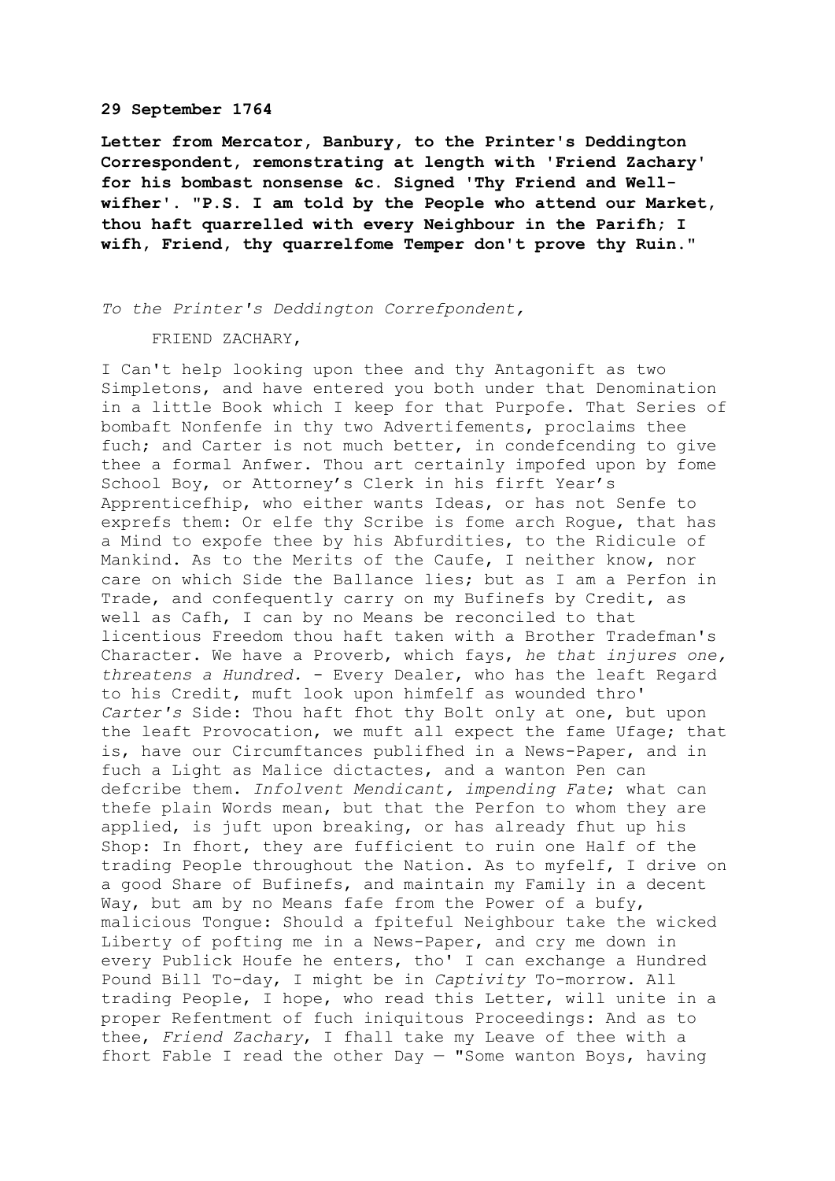**29 September 1764**

**Letter from Mercator, Banbury, to the Printer's Deddington Correspondent, remonstrating at length with 'Friend Zachary' for his bombast nonsense &c. Signed 'Thy Friend and Well-wifher'. "P.S. I am told by the People who attend our Market, thou haft quarrelled with every Neighbour in the Parifh; I wifh, Friend, thy quarrelfome Temper don't prove thy Ruin."**

*To the Printer's Deddington Correfpondent,*

FRIEND ZACHARY,

I Can't help looking upon thee and thy Antagonift as two Simpletons, and have entered you both under that Denomination in a little Book which I keep for that Purpofe. That Series of bombaft Nonfenfe in thy two Advertifements, proclaims thee fuch; and Carter is not much better, in condefcending to give thee a formal Anfwer. Thou art certainly impofed upon by fome School Boy, or Attorney's Clerk in his firft Year's Apprenticefhip, who either wants Ideas, or has not Senfe to exprefs them: Or elfe thy Scribe is fome arch Rogue, that has a Mind to expofe thee by his Abfurdities, to the Ridicule of Mankind. As to the Merits of the Caufe, I neither know, nor care on which Side the Ballance lies; but as I am a Perfon in Trade, and confequently carry on my Bufinefs by Credit, as well as Cafh, I can by no Means be reconciled to that licentious Freedom thou haft taken with a Brother Tradefman's Character. We have a Proverb, which fays, *he that injures one, threatens a Hundred.* - Every Dealer, who has the leaft Regard to his Credit, muft look upon himfelf as wounded thro' *Carter's* Side: Thou haft fhot thy Bolt only at one, but upon the leaft Provocation, we muft all expect the fame Ufage; that is, have our Circumftances publifhed in a News-Paper, and in fuch a Light as Malice dictactes, and a wanton Pen can defcribe them. *Infolvent Mendicant, impending Fate*; what can thefe plain Words mean, but that the Perfon to whom they are applied, is juft upon breaking, or has already fhut up his Shop: In fhort, they are fufficient to ruin one Half of the trading People throughout the Nation. As to myfelf, I drive on a good Share of Bufinefs, and maintain my Family in a decent Way, but am by no Means fafe from the Power of a bufy, malicious Tongue: Should a fpiteful Neighbour take the wicked Liberty of pofting me in a News-Paper, and cry me down in every Publick Houfe he enters, tho' I can exchange a Hundred Pound Bill To-day, I might be in *Captivity* To-morrow. All trading People, I hope, who read this Letter, will unite in a proper Refentment of fuch iniquitous Proceedings: And as to thee, *Friend Zachary*, I fhall take my Leave of thee with a fhort Fable I read the other Day — "Some wanton Boys, having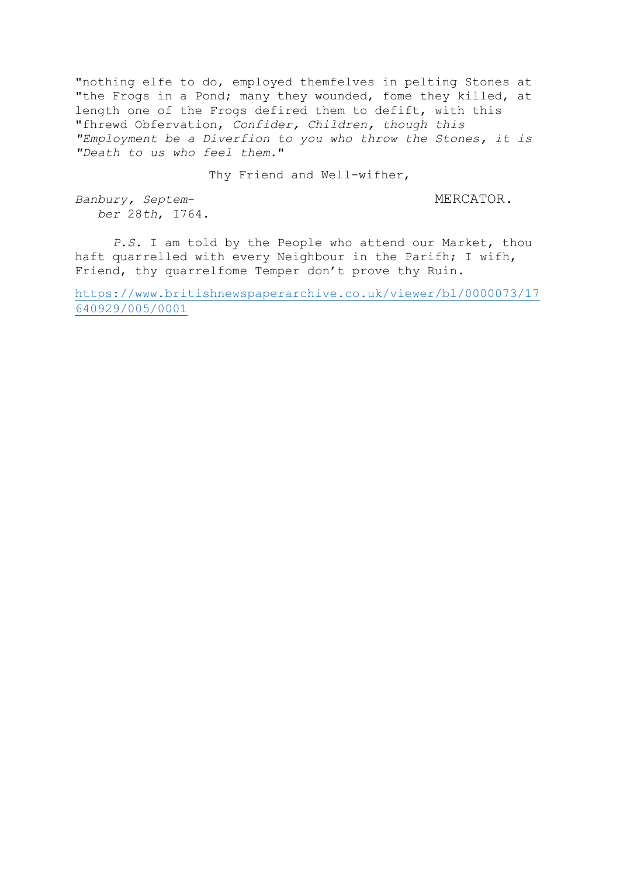"nothing elfe to do, employed themfelves in pelting Stones at "the Frogs in a Pond; many they wounded, fome they killed, at length one of the Frogs defired them to defift, with this "fhrewd Obfervation, *Confider, Children, though this "Employment be a Diverfion to you who throw the Stones, it is "Death to us who feel them*."

Thy Friend and Well-wifher,

MERCATOR.

*Banbury, September 28th*, 1764.

*P.S.* I am told by the People who attend our Market, thou haft quarrelled with every Neighbour in the Parifh; I wifh, Friend, thy quarrelfome Temper don't prove thy Ruin.

https://www.britishnewspaperarchive.co.uk/viewer/bl/0000073/17640929/005/0001